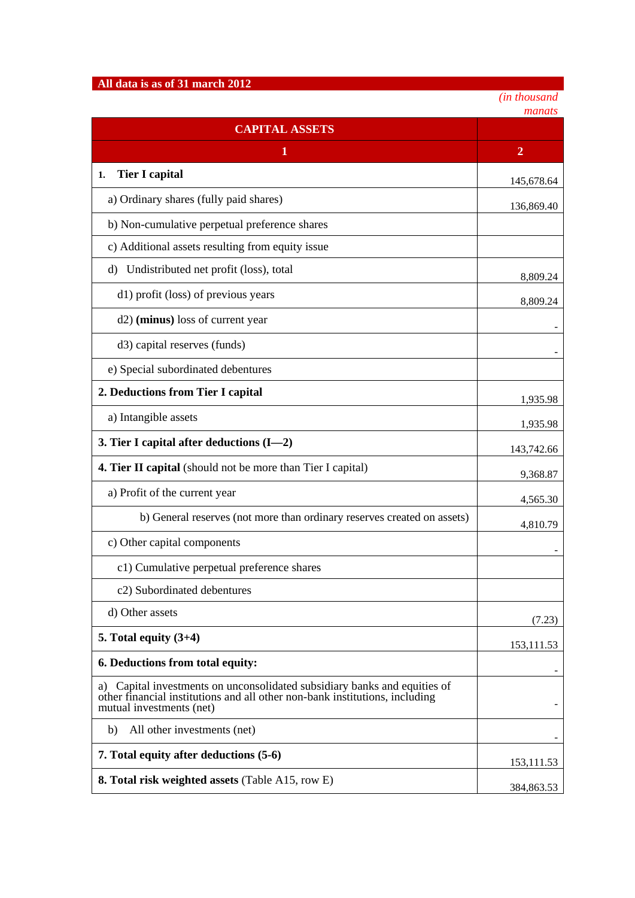**All data is as of 31 march 2012**

*(in thousand manats*

| CAPITAL ASSETS | |
|---|---|
| **1** | **2** |
| **1. Tier I capital** | 145,678.64 |
| a) Ordinary shares (fully paid shares) | 136,869.40 |
| b) Non-cumulative perpetual preference shares | |
| c) Additional assets resulting from equity issue | |
| d) Undistributed net profit (loss), total | 8,809.24 |
| d1) profit (loss) of previous years | 8,809.24 |
| d2) **(minus)** loss of current year | - |
| d3) capital reserves (funds) | - |
| e) Special subordinated debentures | |
| **2. Deductions from Tier I capital** | 1,935.98 |
| a) Intangible assets | 1,935.98 |
| **3. Tier I capital after deductions (I—2)** | 143,742.66 |
| **4. Tier II capital** (should not be more than Tier I capital) | 9,368.87 |
| a) Profit of the current year | 4,565.30 |
| b) General reserves (not more than ordinary reserves created on assets) | 4,810.79 |
| c) Other capital components | - |
| c1) Cumulative perpetual preference shares | |
| c2) Subordinated debentures | |
| d) Other assets | (7.23) |
| **5. Total equity (3+4)** | 153,111.53 |
| **6. Deductions from total equity:** | - |
| a) Capital investments on unconsolidated subsidiary banks and equities of other financial institutions and all other non-bank institutions, including mutual investments (net) | - |
| b) All other investments (net) | - |
| **7. Total equity after deductions (5-6)** | 153,111.53 |
| **8. Total risk weighted assets** (Table A15, row E) | 384,863.53 |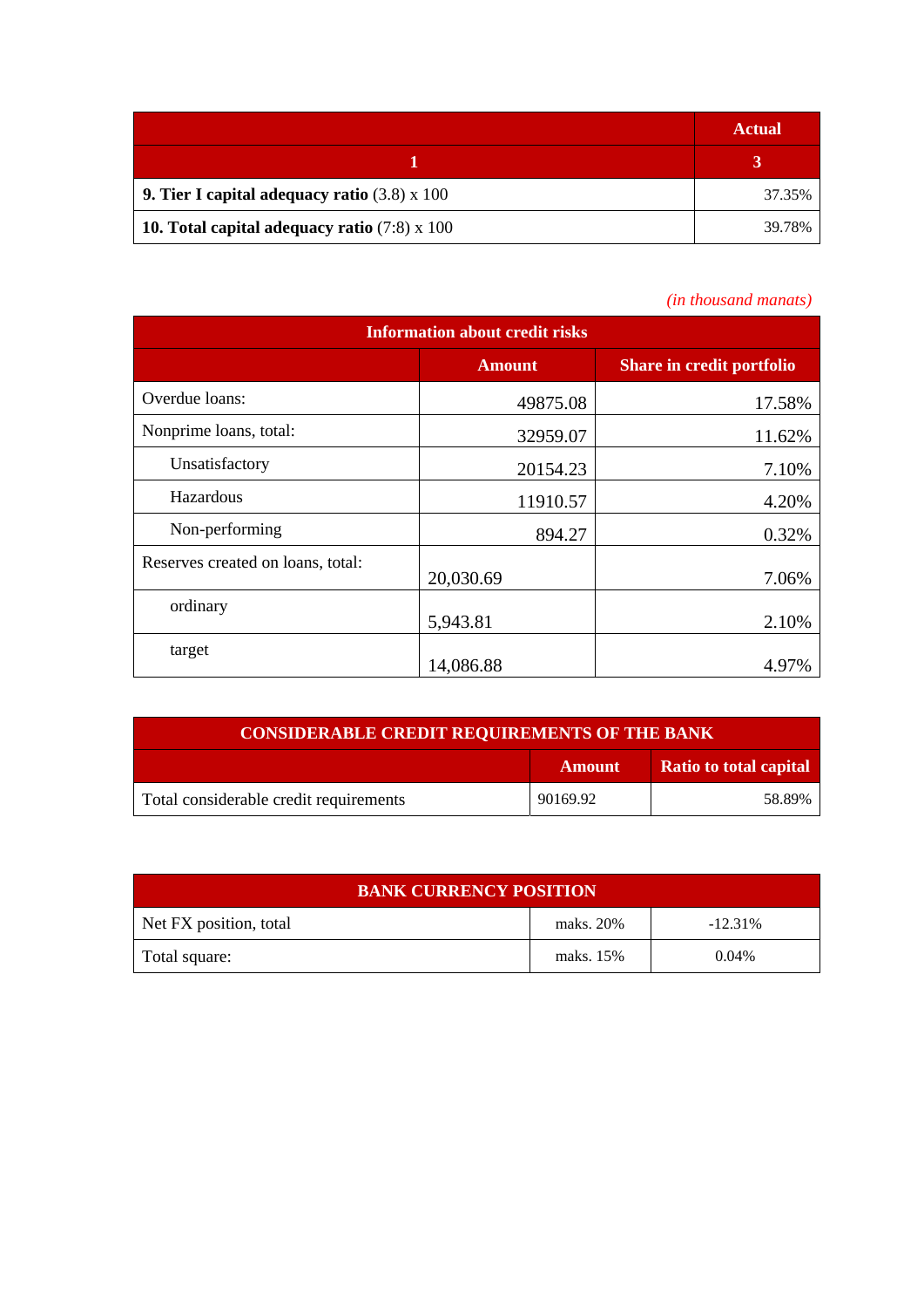| | Actual |
|---|---|
| 1 | 3 |
| **9. Tier I capital adequacy ratio** (3.8) x 100 | 37.35% |
| **10. Total capital adequacy ratio** (7:8) x 100 | 39.78% |

*(in thousand manats)*

| Information about credit risks | | |
|---|---|---|
| | Amount | Share in credit portfolio |
| Overdue loans: | 49875.08 | 17.58% |
| Nonprime loans, total: | 32959.07 | 11.62% |
| Unsatisfactory | 20154.23 | 7.10% |
| Hazardous | 11910.57 | 4.20% |
| Non-performing | 894.27 | 0.32% |
| Reserves created on loans, total: | 20,030.69 | 7.06% |
| ordinary | 5,943.81 | 2.10% |
| target | 14,086.88 | 4.97% |

| CONSIDERABLE CREDIT REQUIREMENTS OF THE BANK | | |
|---|---|---|
| | Amount | Ratio to total capital |
| Total considerable credit requirements | 90169.92 | 58.89% |

| BANK CURRENCY POSITION | | |
|---|---|---|
| Net FX position, total | maks. 20% | -12.31% |
| Total square: | maks. 15% | 0.04% |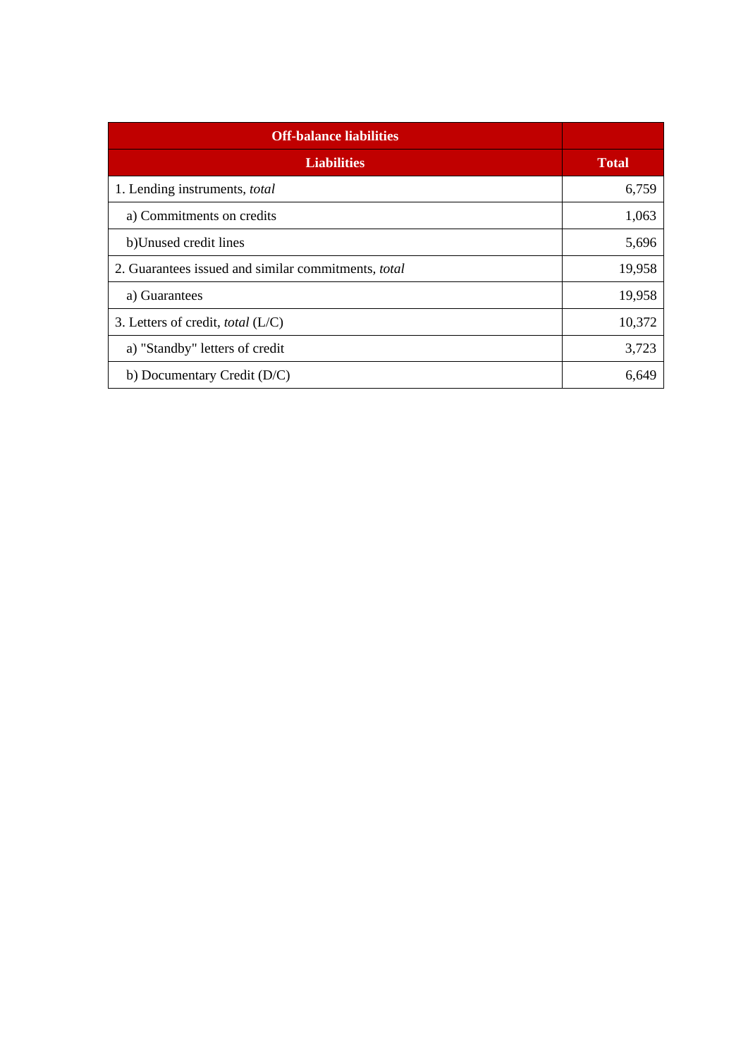| Off-balance liabilities | |
|---|---|
| **Liabilities** | **Total** |
| 1. Lending instruments, *total* | 6,759 |
| a) Commitments on credits | 1,063 |
| b)Unused credit lines | 5,696 |
| 2. Guarantees issued and similar commitments, *total* | 19,958 |
| a) Guarantees | 19,958 |
| 3. Letters of credit, *total* (L/C) | 10,372 |
| a) "Standby" letters of credit | 3,723 |
| b) Documentary Credit (D/C) | 6,649 |